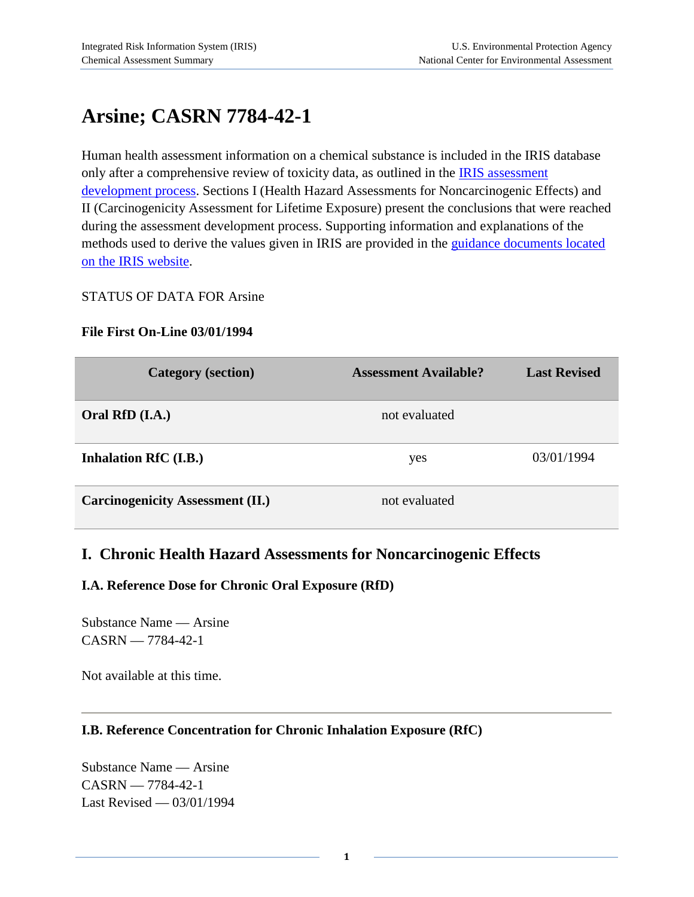# Arsine; CASRN 7784-42-1

Human health assessment information on a chemical substance is included in the IRIS database only after a comprehensive review of toxicity data, as outlined in the [IRIS assessment development process](). Sections I (Health Hazard Assessments for Noncarcinogenic Effects) and II (Carcinogenicity Assessment for Lifetime Exposure) present the conclusions that were reached during the assessment development process. Supporting information and explanations of the methods used to derive the values given in IRIS are provided in the [guidance documents located on the IRIS website]().

STATUS OF DATA FOR Arsine

**File First On-Line 03/01/1994**

| Category (section) | Assessment Available? | Last Revised |
|---|---|---|
| **Oral RfD (I.A.)** | not evaluated | |
| **Inhalation RfC (I.B.)** | yes | 03/01/1994 |
| **Carcinogenicity Assessment (II.)** | not evaluated | |

## I. Chronic Health Hazard Assessments for Noncarcinogenic Effects

### I.A. Reference Dose for Chronic Oral Exposure (RfD)

Substance Name — Arsine
CASRN — 7784-42-1

Not available at this time.

---

### I.B. Reference Concentration for Chronic Inhalation Exposure (RfC)

Substance Name — Arsine
CASRN — 7784-42-1
Last Revised — 03/01/1994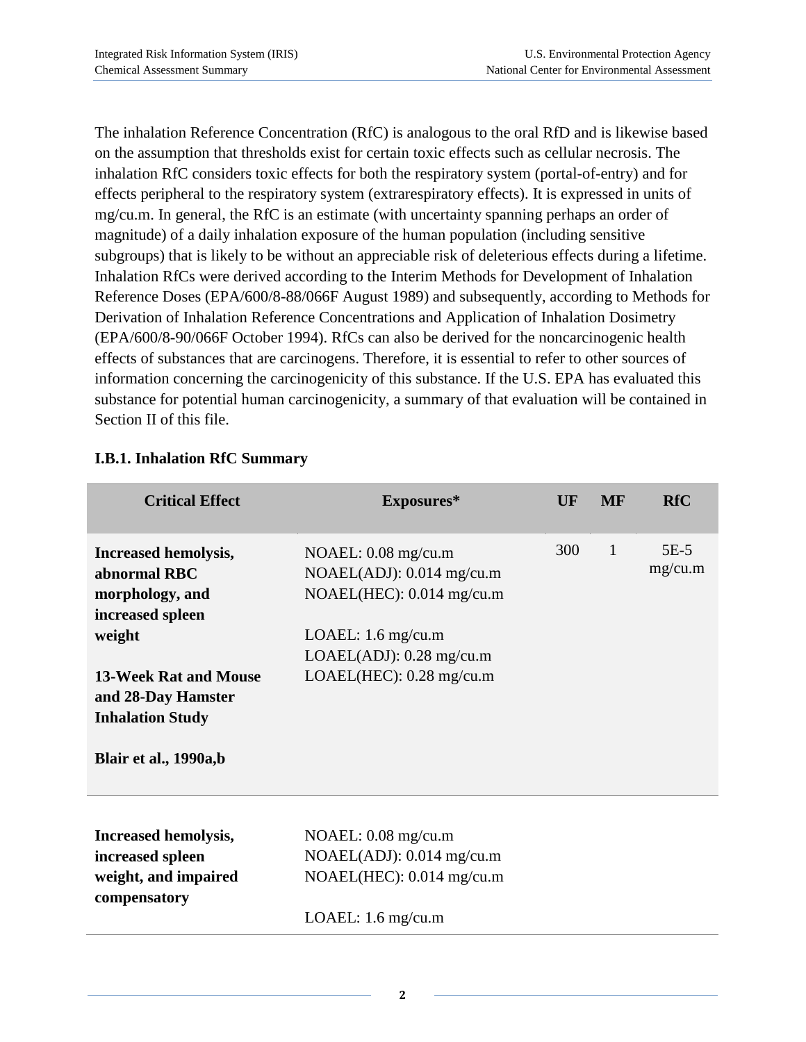The inhalation Reference Concentration (RfC) is analogous to the oral RfD and is likewise based on the assumption that thresholds exist for certain toxic effects such as cellular necrosis. The inhalation RfC considers toxic effects for both the respiratory system (portal-of-entry) and for effects peripheral to the respiratory system (extrarespiratory effects). It is expressed in units of mg/cu.m. In general, the RfC is an estimate (with uncertainty spanning perhaps an order of magnitude) of a daily inhalation exposure of the human population (including sensitive subgroups) that is likely to be without an appreciable risk of deleterious effects during a lifetime. Inhalation RfCs were derived according to the Interim Methods for Development of Inhalation Reference Doses (EPA/600/8-88/066F August 1989) and subsequently, according to Methods for Derivation of Inhalation Reference Concentrations and Application of Inhalation Dosimetry (EPA/600/8-90/066F October 1994). RfCs can also be derived for the noncarcinogenic health effects of substances that are carcinogens. Therefore, it is essential to refer to other sources of information concerning the carcinogenicity of this substance. If the U.S. EPA has evaluated this substance for potential human carcinogenicity, a summary of that evaluation will be contained in Section II of this file.

### I.B.1. Inhalation RfC Summary

| Critical Effect | Exposures* | UF | MF | RfC |
|---|---|---|---|---|
| **Increased hemolysis, abnormal RBC morphology, and increased spleen weight**<br><br>**13-Week Rat and Mouse and 28-Day Hamster Inhalation Study**<br><br>**Blair et al., 1990a,b** | NOAEL: 0.08 mg/cu.m<br>NOAEL(ADJ): 0.014 mg/cu.m<br>NOAEL(HEC): 0.014 mg/cu.m<br><br>LOAEL: 1.6 mg/cu.m<br>LOAEL(ADJ): 0.28 mg/cu.m<br>LOAEL(HEC): 0.28 mg/cu.m | 300 | 1 | 5E-5 mg/cu.m |
| **Increased hemolysis, increased spleen weight, and impaired compensatory** | NOAEL: 0.08 mg/cu.m<br>NOAEL(ADJ): 0.014 mg/cu.m<br>NOAEL(HEC): 0.014 mg/cu.m<br><br>LOAEL: 1.6 mg/cu.m | | | |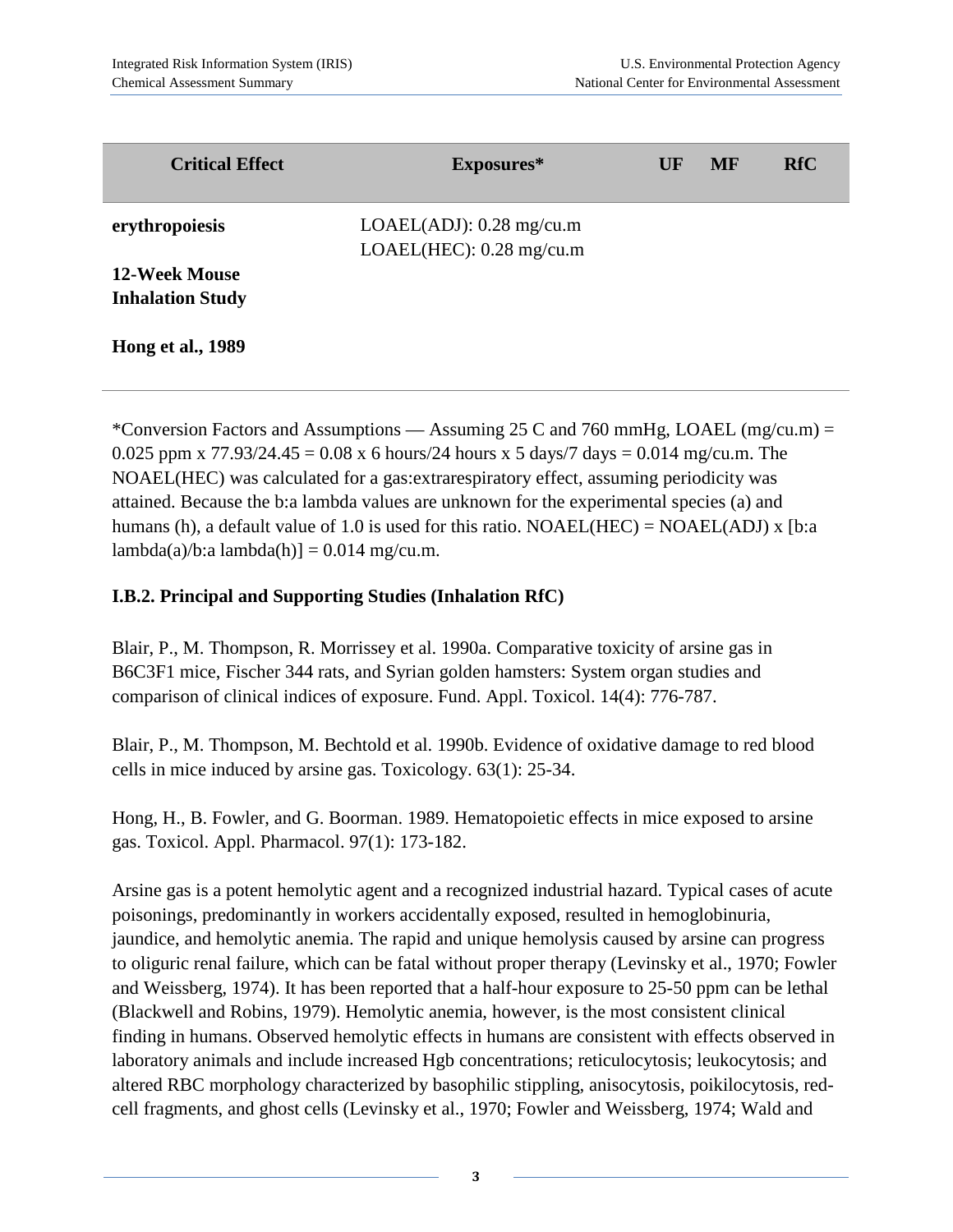| Critical Effect | Exposures* | UF | MF | RfC |
|---|---|---|---|---|
| **erythropoiesis**<br><br>**12-Week Mouse Inhalation Study**<br><br>**Hong et al., 1989** | LOAEL(ADJ): 0.28 mg/cu.m<br>LOAEL(HEC): 0.28 mg/cu.m | | | |

*Conversion Factors and Assumptions — Assuming 25 C and 760 mmHg, LOAEL (mg/cu.m) = 0.025 ppm x 77.93/24.45 = 0.08 x 6 hours/24 hours x 5 days/7 days = 0.014 mg/cu.m. The NOAEL(HEC) was calculated for a gas:extrarespiratory effect, assuming periodicity was attained. Because the b:a lambda values are unknown for the experimental species (a) and humans (h), a default value of 1.0 is used for this ratio. NOAEL(HEC) = NOAEL(ADJ) x [b:a lambda(a)/b:a lambda(h)] = 0.014 mg/cu.m.

### I.B.2. Principal and Supporting Studies (Inhalation RfC)

Blair, P., M. Thompson, R. Morrissey et al. 1990a. Comparative toxicity of arsine gas in B6C3F1 mice, Fischer 344 rats, and Syrian golden hamsters: System organ studies and comparison of clinical indices of exposure. Fund. Appl. Toxicol. 14(4): 776-787.

Blair, P., M. Thompson, M. Bechtold et al. 1990b. Evidence of oxidative damage to red blood cells in mice induced by arsine gas. Toxicology. 63(1): 25-34.

Hong, H., B. Fowler, and G. Boorman. 1989. Hematopoietic effects in mice exposed to arsine gas. Toxicol. Appl. Pharmacol. 97(1): 173-182.

Arsine gas is a potent hemolytic agent and a recognized industrial hazard. Typical cases of acute poisonings, predominantly in workers accidentally exposed, resulted in hemoglobinuria, jaundice, and hemolytic anemia. The rapid and unique hemolysis caused by arsine can progress to oliguric renal failure, which can be fatal without proper therapy (Levinsky et al., 1970; Fowler and Weissberg, 1974). It has been reported that a half-hour exposure to 25-50 ppm can be lethal (Blackwell and Robins, 1979). Hemolytic anemia, however, is the most consistent clinical finding in humans. Observed hemolytic effects in humans are consistent with effects observed in laboratory animals and include increased Hgb concentrations; reticulocytosis; leukocytosis; and altered RBC morphology characterized by basophilic stippling, anisocytosis, poikilocytosis, red-cell fragments, and ghost cells (Levinsky et al., 1970; Fowler and Weissberg, 1974; Wald and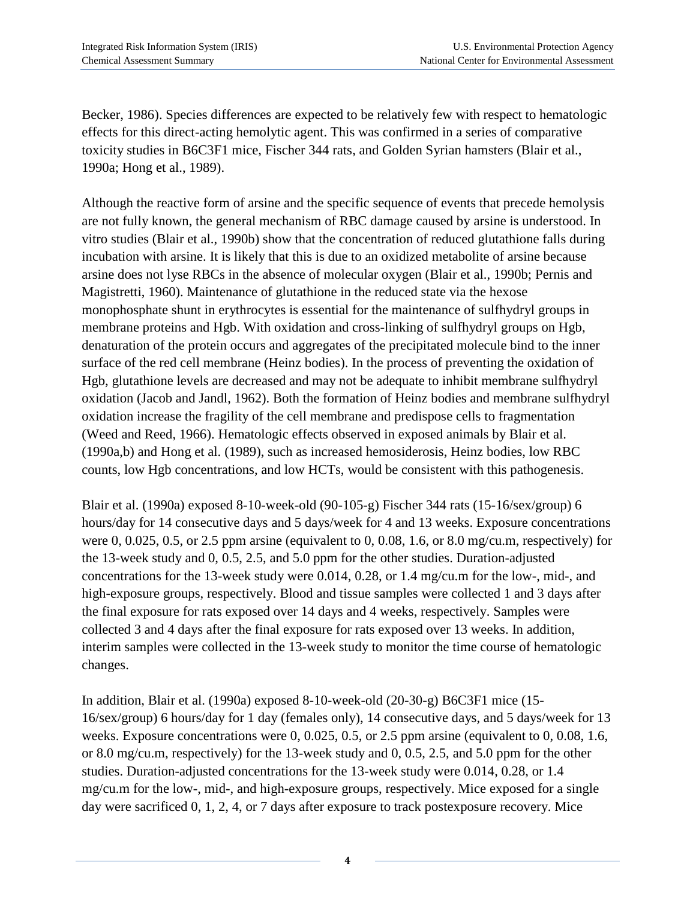Becker, 1986). Species differences are expected to be relatively few with respect to hematologic effects for this direct-acting hemolytic agent. This was confirmed in a series of comparative toxicity studies in B6C3F1 mice, Fischer 344 rats, and Golden Syrian hamsters (Blair et al., 1990a; Hong et al., 1989).

Although the reactive form of arsine and the specific sequence of events that precede hemolysis are not fully known, the general mechanism of RBC damage caused by arsine is understood. In vitro studies (Blair et al., 1990b) show that the concentration of reduced glutathione falls during incubation with arsine. It is likely that this is due to an oxidized metabolite of arsine because arsine does not lyse RBCs in the absence of molecular oxygen (Blair et al., 1990b; Pernis and Magistretti, 1960). Maintenance of glutathione in the reduced state via the hexose monophosphate shunt in erythrocytes is essential for the maintenance of sulfhydryl groups in membrane proteins and Hgb. With oxidation and cross-linking of sulfhydryl groups on Hgb, denaturation of the protein occurs and aggregates of the precipitated molecule bind to the inner surface of the red cell membrane (Heinz bodies). In the process of preventing the oxidation of Hgb, glutathione levels are decreased and may not be adequate to inhibit membrane sulfhydryl oxidation (Jacob and Jandl, 1962). Both the formation of Heinz bodies and membrane sulfhydryl oxidation increase the fragility of the cell membrane and predispose cells to fragmentation (Weed and Reed, 1966). Hematologic effects observed in exposed animals by Blair et al. (1990a,b) and Hong et al. (1989), such as increased hemosiderosis, Heinz bodies, low RBC counts, low Hgb concentrations, and low HCTs, would be consistent with this pathogenesis.

Blair et al. (1990a) exposed 8-10-week-old (90-105-g) Fischer 344 rats (15-16/sex/group) 6 hours/day for 14 consecutive days and 5 days/week for 4 and 13 weeks. Exposure concentrations were 0, 0.025, 0.5, or 2.5 ppm arsine (equivalent to 0, 0.08, 1.6, or 8.0 mg/cu.m, respectively) for the 13-week study and 0, 0.5, 2.5, and 5.0 ppm for the other studies. Duration-adjusted concentrations for the 13-week study were 0.014, 0.28, or 1.4 mg/cu.m for the low-, mid-, and high-exposure groups, respectively. Blood and tissue samples were collected 1 and 3 days after the final exposure for rats exposed over 14 days and 4 weeks, respectively. Samples were collected 3 and 4 days after the final exposure for rats exposed over 13 weeks. In addition, interim samples were collected in the 13-week study to monitor the time course of hematologic changes.

In addition, Blair et al. (1990a) exposed 8-10-week-old (20-30-g) B6C3F1 mice (15-16/sex/group) 6 hours/day for 1 day (females only), 14 consecutive days, and 5 days/week for 13 weeks. Exposure concentrations were 0, 0.025, 0.5, or 2.5 ppm arsine (equivalent to 0, 0.08, 1.6, or 8.0 mg/cu.m, respectively) for the 13-week study and 0, 0.5, 2.5, and 5.0 ppm for the other studies. Duration-adjusted concentrations for the 13-week study were 0.014, 0.28, or 1.4 mg/cu.m for the low-, mid-, and high-exposure groups, respectively. Mice exposed for a single day were sacrificed 0, 1, 2, 4, or 7 days after exposure to track postexposure recovery. Mice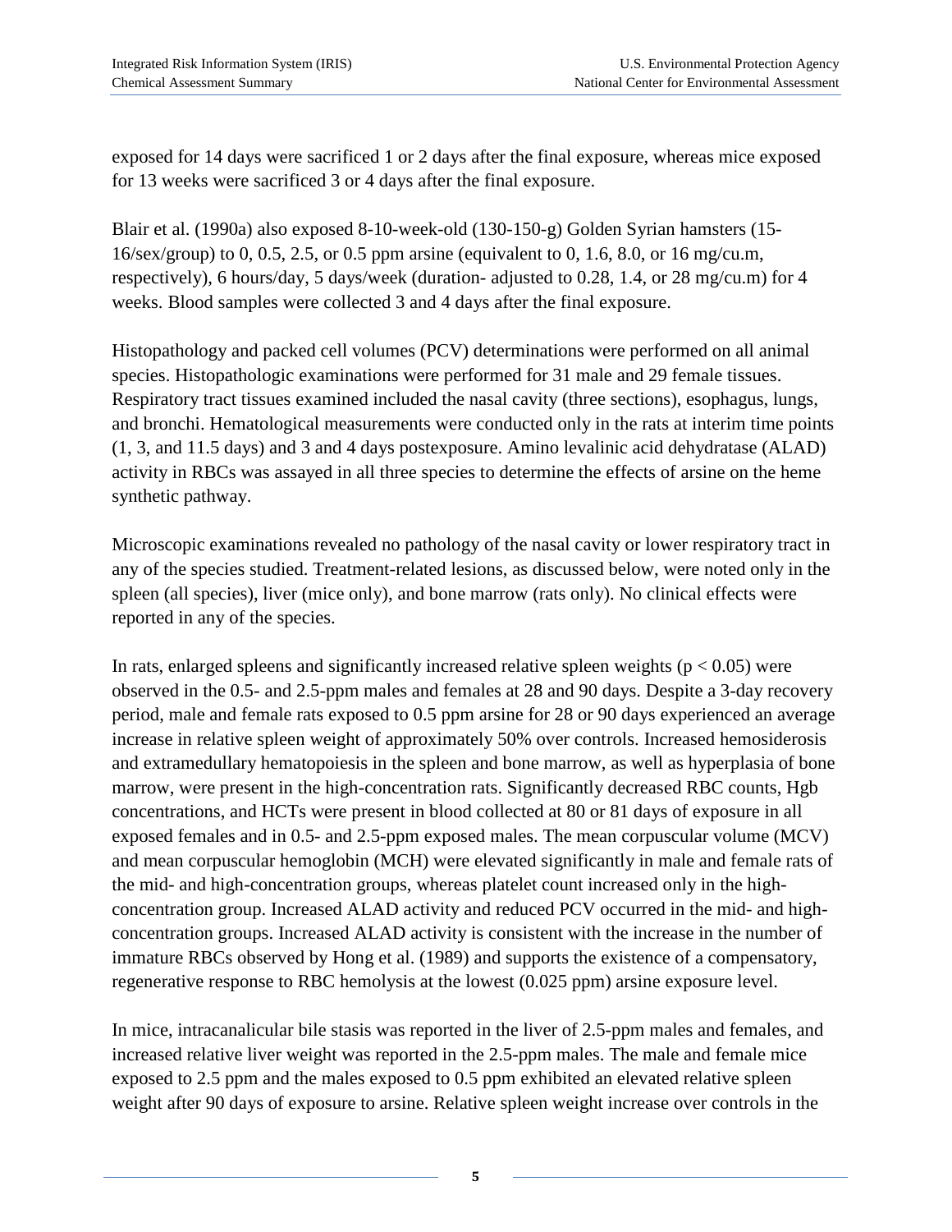exposed for 14 days were sacrificed 1 or 2 days after the final exposure, whereas mice exposed for 13 weeks were sacrificed 3 or 4 days after the final exposure.

Blair et al. (1990a) also exposed 8-10-week-old (130-150-g) Golden Syrian hamsters (15-16/sex/group) to 0, 0.5, 2.5, or 0.5 ppm arsine (equivalent to 0, 1.6, 8.0, or 16 mg/cu.m, respectively), 6 hours/day, 5 days/week (duration- adjusted to 0.28, 1.4, or 28 mg/cu.m) for 4 weeks. Blood samples were collected 3 and 4 days after the final exposure.

Histopathology and packed cell volumes (PCV) determinations were performed on all animal species. Histopathologic examinations were performed for 31 male and 29 female tissues. Respiratory tract tissues examined included the nasal cavity (three sections), esophagus, lungs, and bronchi. Hematological measurements were conducted only in the rats at interim time points (1, 3, and 11.5 days) and 3 and 4 days postexposure. Amino levalinic acid dehydratase (ALAD) activity in RBCs was assayed in all three species to determine the effects of arsine on the heme synthetic pathway.

Microscopic examinations revealed no pathology of the nasal cavity or lower respiratory tract in any of the species studied. Treatment-related lesions, as discussed below, were noted only in the spleen (all species), liver (mice only), and bone marrow (rats only). No clinical effects were reported in any of the species.

In rats, enlarged spleens and significantly increased relative spleen weights ($p < 0.05$) were observed in the 0.5- and 2.5-ppm males and females at 28 and 90 days. Despite a 3-day recovery period, male and female rats exposed to 0.5 ppm arsine for 28 or 90 days experienced an average increase in relative spleen weight of approximately 50% over controls. Increased hemosiderosis and extramedullary hematopoiesis in the spleen and bone marrow, as well as hyperplasia of bone marrow, were present in the high-concentration rats. Significantly decreased RBC counts, Hgb concentrations, and HCTs were present in blood collected at 80 or 81 days of exposure in all exposed females and in 0.5- and 2.5-ppm exposed males. The mean corpuscular volume (MCV) and mean corpuscular hemoglobin (MCH) were elevated significantly in male and female rats of the mid- and high-concentration groups, whereas platelet count increased only in the high-concentration group. Increased ALAD activity and reduced PCV occurred in the mid- and high-concentration groups. Increased ALAD activity is consistent with the increase in the number of immature RBCs observed by Hong et al. (1989) and supports the existence of a compensatory, regenerative response to RBC hemolysis at the lowest (0.025 ppm) arsine exposure level.

In mice, intracanalicular bile stasis was reported in the liver of 2.5-ppm males and females, and increased relative liver weight was reported in the 2.5-ppm males. The male and female mice exposed to 2.5 ppm and the males exposed to 0.5 ppm exhibited an elevated relative spleen weight after 90 days of exposure to arsine. Relative spleen weight increase over controls in the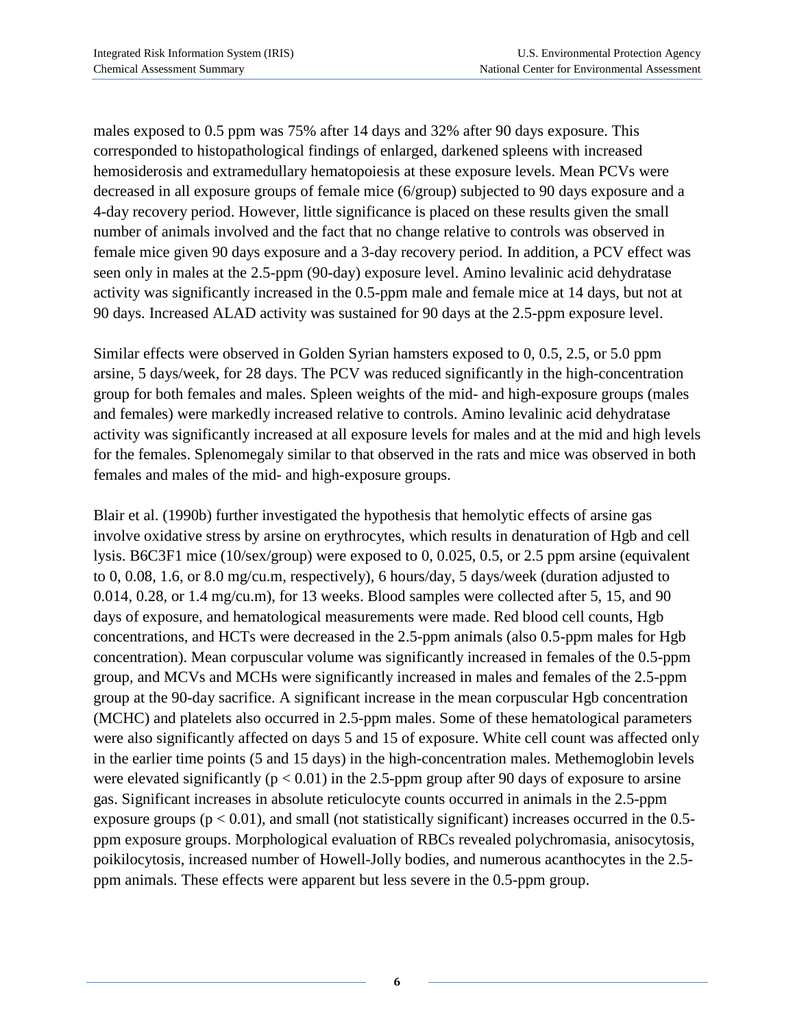males exposed to 0.5 ppm was 75% after 14 days and 32% after 90 days exposure. This corresponded to histopathological findings of enlarged, darkened spleens with increased hemosiderosis and extramedullary hematopoiesis at these exposure levels. Mean PCVs were decreased in all exposure groups of female mice (6/group) subjected to 90 days exposure and a 4-day recovery period. However, little significance is placed on these results given the small number of animals involved and the fact that no change relative to controls was observed in female mice given 90 days exposure and a 3-day recovery period. In addition, a PCV effect was seen only in males at the 2.5-ppm (90-day) exposure level. Amino levalinic acid dehydratase activity was significantly increased in the 0.5-ppm male and female mice at 14 days, but not at 90 days. Increased ALAD activity was sustained for 90 days at the 2.5-ppm exposure level.

Similar effects were observed in Golden Syrian hamsters exposed to 0, 0.5, 2.5, or 5.0 ppm arsine, 5 days/week, for 28 days. The PCV was reduced significantly in the high-concentration group for both females and males. Spleen weights of the mid- and high-exposure groups (males and females) were markedly increased relative to controls. Amino levalinic acid dehydratase activity was significantly increased at all exposure levels for males and at the mid and high levels for the females. Splenomegaly similar to that observed in the rats and mice was observed in both females and males of the mid- and high-exposure groups.

Blair et al. (1990b) further investigated the hypothesis that hemolytic effects of arsine gas involve oxidative stress by arsine on erythrocytes, which results in denaturation of Hgb and cell lysis. B6C3F1 mice (10/sex/group) were exposed to 0, 0.025, 0.5, or 2.5 ppm arsine (equivalent to 0, 0.08, 1.6, or 8.0 mg/cu.m, respectively), 6 hours/day, 5 days/week (duration adjusted to 0.014, 0.28, or 1.4 mg/cu.m), for 13 weeks. Blood samples were collected after 5, 15, and 90 days of exposure, and hematological measurements were made. Red blood cell counts, Hgb concentrations, and HCTs were decreased in the 2.5-ppm animals (also 0.5-ppm males for Hgb concentration). Mean corpuscular volume was significantly increased in females of the 0.5-ppm group, and MCVs and MCHs were significantly increased in males and females of the 2.5-ppm group at the 90-day sacrifice. A significant increase in the mean corpuscular Hgb concentration (MCHC) and platelets also occurred in 2.5-ppm males. Some of these hematological parameters were also significantly affected on days 5 and 15 of exposure. White cell count was affected only in the earlier time points (5 and 15 days) in the high-concentration males. Methemoglobin levels were elevated significantly ($p < 0.01$) in the 2.5-ppm group after 90 days of exposure to arsine gas. Significant increases in absolute reticulocyte counts occurred in animals in the 2.5-ppm exposure groups ($p < 0.01$), and small (not statistically significant) increases occurred in the 0.5-ppm exposure groups. Morphological evaluation of RBCs revealed polychromasia, anisocytosis, poikilocytosis, increased number of Howell-Jolly bodies, and numerous acanthocytes in the 2.5-ppm animals. These effects were apparent but less severe in the 0.5-ppm group.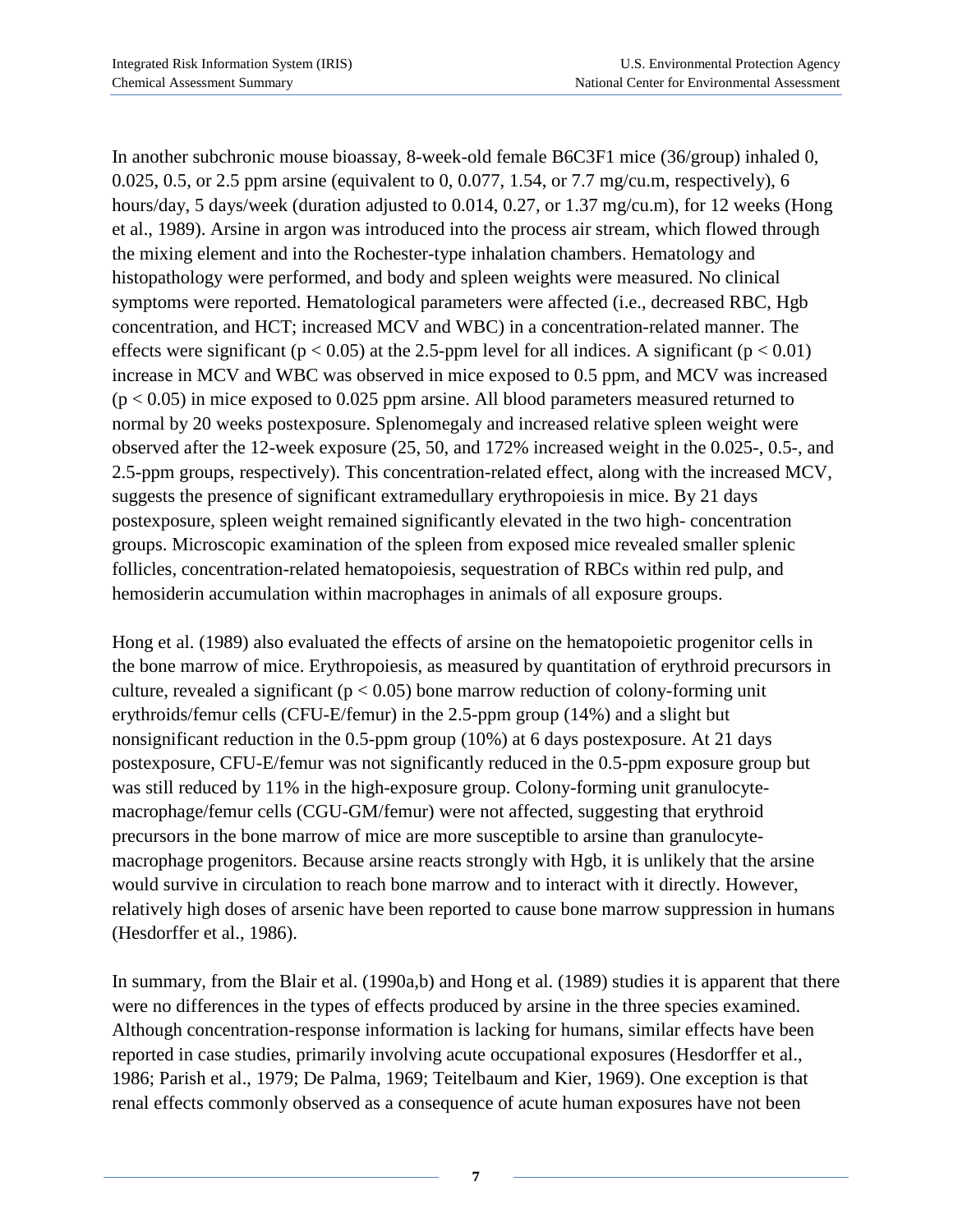In another subchronic mouse bioassay, 8-week-old female B6C3F1 mice (36/group) inhaled 0, 0.025, 0.5, or 2.5 ppm arsine (equivalent to 0, 0.077, 1.54, or 7.7 mg/cu.m, respectively), 6 hours/day, 5 days/week (duration adjusted to 0.014, 0.27, or 1.37 mg/cu.m), for 12 weeks (Hong et al., 1989). Arsine in argon was introduced into the process air stream, which flowed through the mixing element and into the Rochester-type inhalation chambers. Hematology and histopathology were performed, and body and spleen weights were measured. No clinical symptoms were reported. Hematological parameters were affected (i.e., decreased RBC, Hgb concentration, and HCT; increased MCV and WBC) in a concentration-related manner. The effects were significant ($p < 0.05$) at the 2.5-ppm level for all indices. A significant ($p < 0.01$) increase in MCV and WBC was observed in mice exposed to 0.5 ppm, and MCV was increased ($p < 0.05$) in mice exposed to 0.025 ppm arsine. All blood parameters measured returned to normal by 20 weeks postexposure. Splenomegaly and increased relative spleen weight were observed after the 12-week exposure (25, 50, and 172% increased weight in the 0.025-, 0.5-, and 2.5-ppm groups, respectively). This concentration-related effect, along with the increased MCV, suggests the presence of significant extramedullary erythropoiesis in mice. By 21 days postexposure, spleen weight remained significantly elevated in the two high- concentration groups. Microscopic examination of the spleen from exposed mice revealed smaller splenic follicles, concentration-related hematopoiesis, sequestration of RBCs within red pulp, and hemosiderin accumulation within macrophages in animals of all exposure groups.

Hong et al. (1989) also evaluated the effects of arsine on the hematopoietic progenitor cells in the bone marrow of mice. Erythropoiesis, as measured by quantitation of erythroid precursors in culture, revealed a significant ($p < 0.05$) bone marrow reduction of colony-forming unit erythroids/femur cells (CFU-E/femur) in the 2.5-ppm group (14%) and a slight but nonsignificant reduction in the 0.5-ppm group (10%) at 6 days postexposure. At 21 days postexposure, CFU-E/femur was not significantly reduced in the 0.5-ppm exposure group but was still reduced by 11% in the high-exposure group. Colony-forming unit granulocyte-macrophage/femur cells (CGU-GM/femur) were not affected, suggesting that erythroid precursors in the bone marrow of mice are more susceptible to arsine than granulocyte-macrophage progenitors. Because arsine reacts strongly with Hgb, it is unlikely that the arsine would survive in circulation to reach bone marrow and to interact with it directly. However, relatively high doses of arsenic have been reported to cause bone marrow suppression in humans (Hesdorffer et al., 1986).

In summary, from the Blair et al. (1990a,b) and Hong et al. (1989) studies it is apparent that there were no differences in the types of effects produced by arsine in the three species examined. Although concentration-response information is lacking for humans, similar effects have been reported in case studies, primarily involving acute occupational exposures (Hesdorffer et al., 1986; Parish et al., 1979; De Palma, 1969; Teitelbaum and Kier, 1969). One exception is that renal effects commonly observed as a consequence of acute human exposures have not been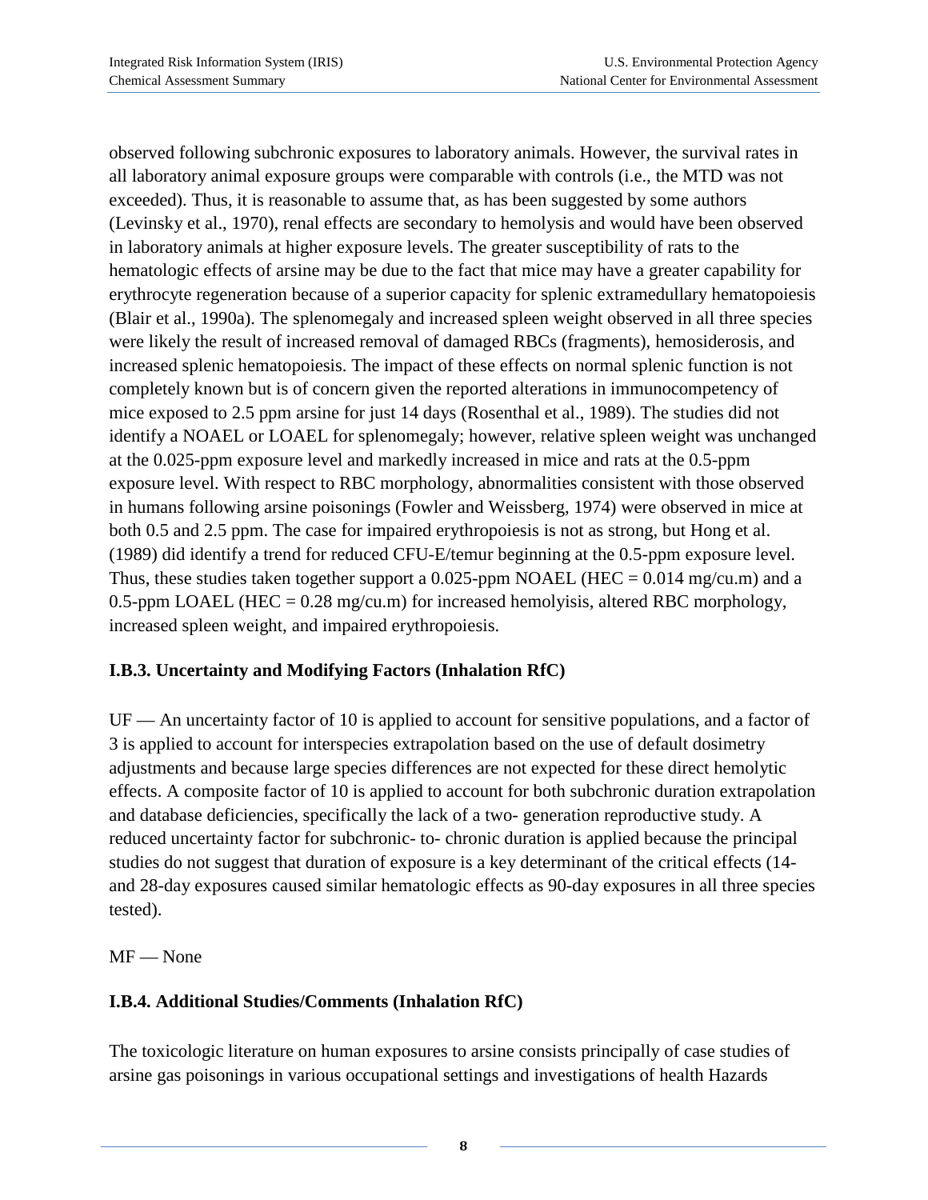observed following subchronic exposures to laboratory animals. However, the survival rates in all laboratory animal exposure groups were comparable with controls (i.e., the MTD was not exceeded). Thus, it is reasonable to assume that, as has been suggested by some authors (Levinsky et al., 1970), renal effects are secondary to hemolysis and would have been observed in laboratory animals at higher exposure levels. The greater susceptibility of rats to the hematologic effects of arsine may be due to the fact that mice may have a greater capability for erythrocyte regeneration because of a superior capacity for splenic extramedullary hematopoiesis (Blair et al., 1990a). The splenomegaly and increased spleen weight observed in all three species were likely the result of increased removal of damaged RBCs (fragments), hemosiderosis, and increased splenic hematopoiesis. The impact of these effects on normal splenic function is not completely known but is of concern given the reported alterations in immunocompetency of mice exposed to 2.5 ppm arsine for just 14 days (Rosenthal et al., 1989). The studies did not identify a NOAEL or LOAEL for splenomegaly; however, relative spleen weight was unchanged at the 0.025-ppm exposure level and markedly increased in mice and rats at the 0.5-ppm exposure level. With respect to RBC morphology, abnormalities consistent with those observed in humans following arsine poisonings (Fowler and Weissberg, 1974) were observed in mice at both 0.5 and 2.5 ppm. The case for impaired erythropoiesis is not as strong, but Hong et al. (1989) did identify a trend for reduced CFU-E/temur beginning at the 0.5-ppm exposure level. Thus, these studies taken together support a 0.025-ppm NOAEL (HEC = 0.014 mg/cu.m) and a 0.5-ppm LOAEL (HEC = 0.28 mg/cu.m) for increased hemolyisis, altered RBC morphology, increased spleen weight, and impaired erythropoiesis.

### I.B.3. Uncertainty and Modifying Factors (Inhalation RfC)

UF — An uncertainty factor of 10 is applied to account for sensitive populations, and a factor of 3 is applied to account for interspecies extrapolation based on the use of default dosimetry adjustments and because large species differences are not expected for these direct hemolytic effects. A composite factor of 10 is applied to account for both subchronic duration extrapolation and database deficiencies, specifically the lack of a two- generation reproductive study. A reduced uncertainty factor for subchronic- to- chronic duration is applied because the principal studies do not suggest that duration of exposure is a key determinant of the critical effects (14- and 28-day exposures caused similar hematologic effects as 90-day exposures in all three species tested).

MF — None

### I.B.4. Additional Studies/Comments (Inhalation RfC)

The toxicologic literature on human exposures to arsine consists principally of case studies of arsine gas poisonings in various occupational settings and investigations of health Hazards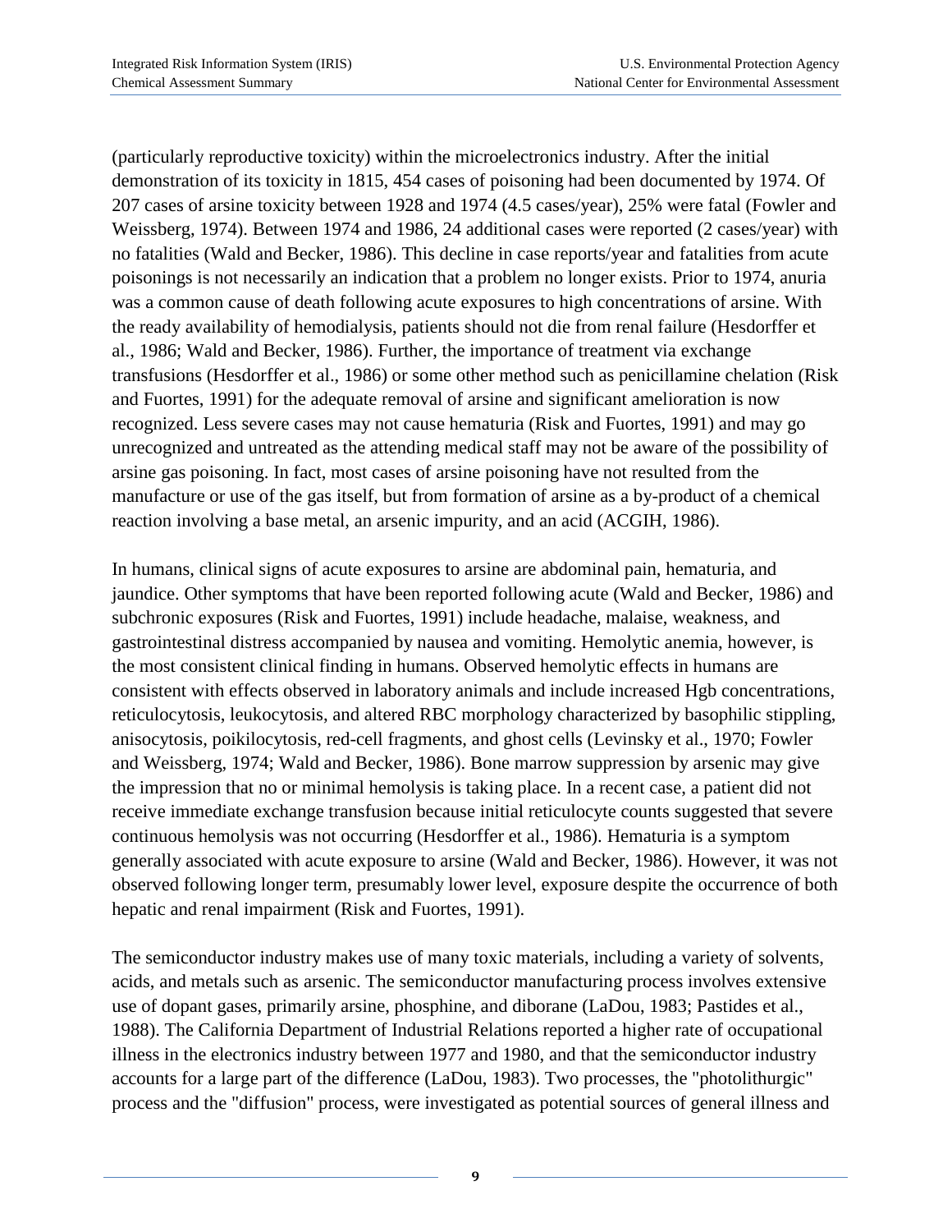(particularly reproductive toxicity) within the microelectronics industry. After the initial demonstration of its toxicity in 1815, 454 cases of poisoning had been documented by 1974. Of 207 cases of arsine toxicity between 1928 and 1974 (4.5 cases/year), 25% were fatal (Fowler and Weissberg, 1974). Between 1974 and 1986, 24 additional cases were reported (2 cases/year) with no fatalities (Wald and Becker, 1986). This decline in case reports/year and fatalities from acute poisonings is not necessarily an indication that a problem no longer exists. Prior to 1974, anuria was a common cause of death following acute exposures to high concentrations of arsine. With the ready availability of hemodialysis, patients should not die from renal failure (Hesdorffer et al., 1986; Wald and Becker, 1986). Further, the importance of treatment via exchange transfusions (Hesdorffer et al., 1986) or some other method such as penicillamine chelation (Risk and Fuortes, 1991) for the adequate removal of arsine and significant amelioration is now recognized. Less severe cases may not cause hematuria (Risk and Fuortes, 1991) and may go unrecognized and untreated as the attending medical staff may not be aware of the possibility of arsine gas poisoning. In fact, most cases of arsine poisoning have not resulted from the manufacture or use of the gas itself, but from formation of arsine as a by-product of a chemical reaction involving a base metal, an arsenic impurity, and an acid (ACGIH, 1986).

In humans, clinical signs of acute exposures to arsine are abdominal pain, hematuria, and jaundice. Other symptoms that have been reported following acute (Wald and Becker, 1986) and subchronic exposures (Risk and Fuortes, 1991) include headache, malaise, weakness, and gastrointestinal distress accompanied by nausea and vomiting. Hemolytic anemia, however, is the most consistent clinical finding in humans. Observed hemolytic effects in humans are consistent with effects observed in laboratory animals and include increased Hgb concentrations, reticulocytosis, leukocytosis, and altered RBC morphology characterized by basophilic stippling, anisocytosis, poikilocytosis, red-cell fragments, and ghost cells (Levinsky et al., 1970; Fowler and Weissberg, 1974; Wald and Becker, 1986). Bone marrow suppression by arsenic may give the impression that no or minimal hemolysis is taking place. In a recent case, a patient did not receive immediate exchange transfusion because initial reticulocyte counts suggested that severe continuous hemolysis was not occurring (Hesdorffer et al., 1986). Hematuria is a symptom generally associated with acute exposure to arsine (Wald and Becker, 1986). However, it was not observed following longer term, presumably lower level, exposure despite the occurrence of both hepatic and renal impairment (Risk and Fuortes, 1991).

The semiconductor industry makes use of many toxic materials, including a variety of solvents, acids, and metals such as arsenic. The semiconductor manufacturing process involves extensive use of dopant gases, primarily arsine, phosphine, and diborane (LaDou, 1983; Pastides et al., 1988). The California Department of Industrial Relations reported a higher rate of occupational illness in the electronics industry between 1977 and 1980, and that the semiconductor industry accounts for a large part of the difference (LaDou, 1983). Two processes, the "photolithurgic" process and the "diffusion" process, were investigated as potential sources of general illness and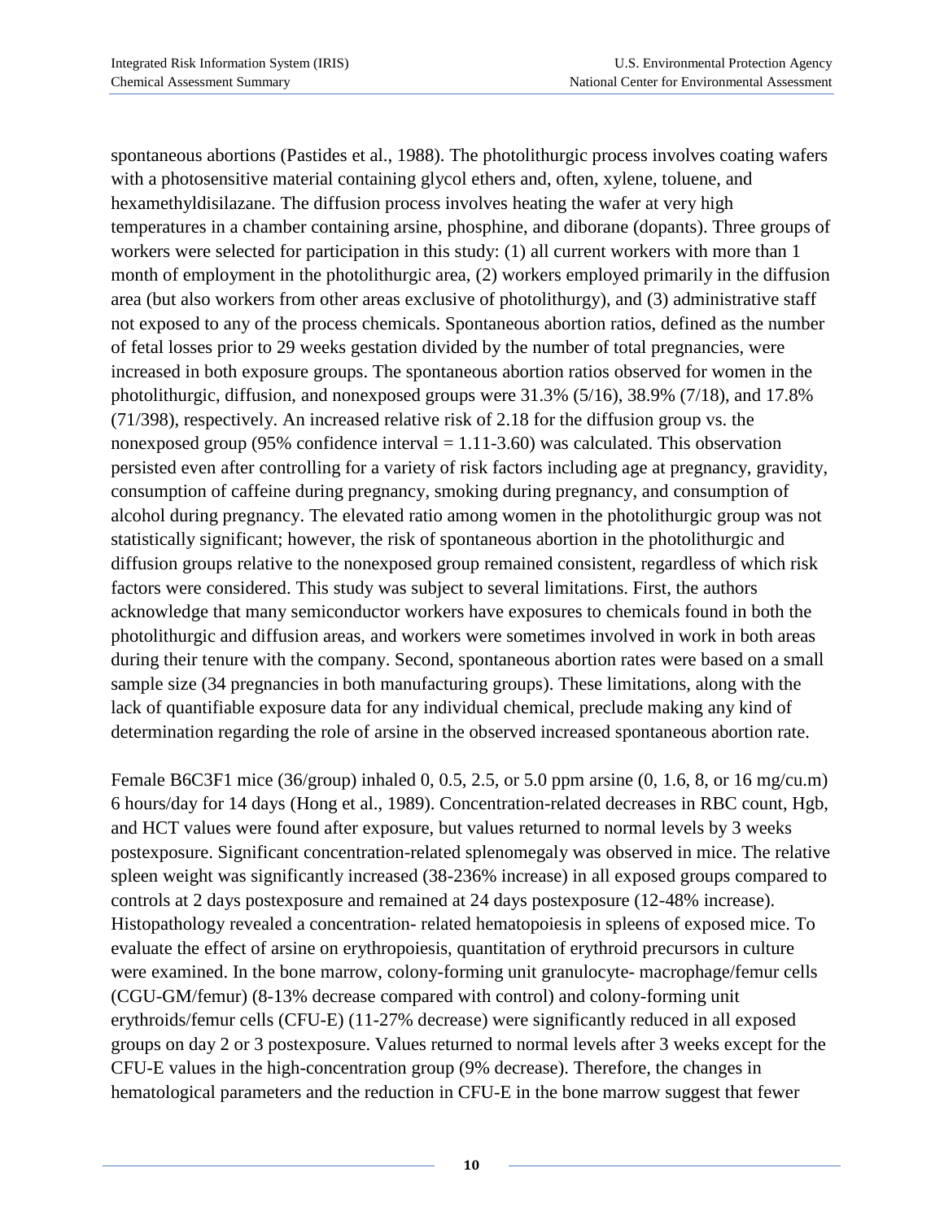spontaneous abortions (Pastides et al., 1988). The photolithurgic process involves coating wafers with a photosensitive material containing glycol ethers and, often, xylene, toluene, and hexamethyldisilazane. The diffusion process involves heating the wafer at very high temperatures in a chamber containing arsine, phosphine, and diborane (dopants). Three groups of workers were selected for participation in this study: (1) all current workers with more than 1 month of employment in the photolithurgic area, (2) workers employed primarily in the diffusion area (but also workers from other areas exclusive of photolithurgy), and (3) administrative staff not exposed to any of the process chemicals. Spontaneous abortion ratios, defined as the number of fetal losses prior to 29 weeks gestation divided by the number of total pregnancies, were increased in both exposure groups. The spontaneous abortion ratios observed for women in the photolithurgic, diffusion, and nonexposed groups were 31.3% (5/16), 38.9% (7/18), and 17.8% (71/398), respectively. An increased relative risk of 2.18 for the diffusion group vs. the nonexposed group (95% confidence interval = 1.11-3.60) was calculated. This observation persisted even after controlling for a variety of risk factors including age at pregnancy, gravidity, consumption of caffeine during pregnancy, smoking during pregnancy, and consumption of alcohol during pregnancy. The elevated ratio among women in the photolithurgic group was not statistically significant; however, the risk of spontaneous abortion in the photolithurgic and diffusion groups relative to the nonexposed group remained consistent, regardless of which risk factors were considered. This study was subject to several limitations. First, the authors acknowledge that many semiconductor workers have exposures to chemicals found in both the photolithurgic and diffusion areas, and workers were sometimes involved in work in both areas during their tenure with the company. Second, spontaneous abortion rates were based on a small sample size (34 pregnancies in both manufacturing groups). These limitations, along with the lack of quantifiable exposure data for any individual chemical, preclude making any kind of determination regarding the role of arsine in the observed increased spontaneous abortion rate.

Female B6C3F1 mice (36/group) inhaled 0, 0.5, 2.5, or 5.0 ppm arsine (0, 1.6, 8, or 16 mg/cu.m) 6 hours/day for 14 days (Hong et al., 1989). Concentration-related decreases in RBC count, Hgb, and HCT values were found after exposure, but values returned to normal levels by 3 weeks postexposure. Significant concentration-related splenomegaly was observed in mice. The relative spleen weight was significantly increased (38-236% increase) in all exposed groups compared to controls at 2 days postexposure and remained at 24 days postexposure (12-48% increase). Histopathology revealed a concentration- related hematopoiesis in spleens of exposed mice. To evaluate the effect of arsine on erythropoiesis, quantitation of erythroid precursors in culture were examined. In the bone marrow, colony-forming unit granulocyte- macrophage/femur cells (CGU-GM/femur) (8-13% decrease compared with control) and colony-forming unit erythroids/femur cells (CFU-E) (11-27% decrease) were significantly reduced in all exposed groups on day 2 or 3 postexposure. Values returned to normal levels after 3 weeks except for the CFU-E values in the high-concentration group (9% decrease). Therefore, the changes in hematological parameters and the reduction in CFU-E in the bone marrow suggest that fewer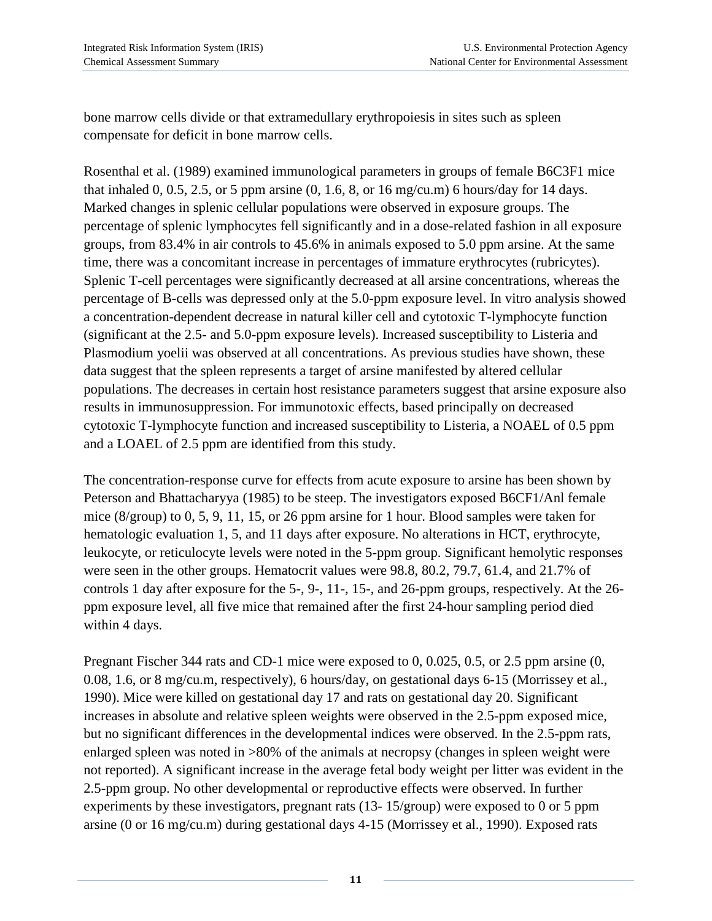bone marrow cells divide or that extramedullary erythropoiesis in sites such as spleen compensate for deficit in bone marrow cells.

Rosenthal et al. (1989) examined immunological parameters in groups of female B6C3F1 mice that inhaled 0, 0.5, 2.5, or 5 ppm arsine (0, 1.6, 8, or 16 mg/cu.m) 6 hours/day for 14 days. Marked changes in splenic cellular populations were observed in exposure groups. The percentage of splenic lymphocytes fell significantly and in a dose-related fashion in all exposure groups, from 83.4% in air controls to 45.6% in animals exposed to 5.0 ppm arsine. At the same time, there was a concomitant increase in percentages of immature erythrocytes (rubricytes). Splenic T-cell percentages were significantly decreased at all arsine concentrations, whereas the percentage of B-cells was depressed only at the 5.0-ppm exposure level. In vitro analysis showed a concentration-dependent decrease in natural killer cell and cytotoxic T-lymphocyte function (significant at the 2.5- and 5.0-ppm exposure levels). Increased susceptibility to Listeria and Plasmodium yoelii was observed at all concentrations. As previous studies have shown, these data suggest that the spleen represents a target of arsine manifested by altered cellular populations. The decreases in certain host resistance parameters suggest that arsine exposure also results in immunosuppression. For immunotoxic effects, based principally on decreased cytotoxic T-lymphocyte function and increased susceptibility to Listeria, a NOAEL of 0.5 ppm and a LOAEL of 2.5 ppm are identified from this study.

The concentration-response curve for effects from acute exposure to arsine has been shown by Peterson and Bhattacharyya (1985) to be steep. The investigators exposed B6CF1/Anl female mice (8/group) to 0, 5, 9, 11, 15, or 26 ppm arsine for 1 hour. Blood samples were taken for hematologic evaluation 1, 5, and 11 days after exposure. No alterations in HCT, erythrocyte, leukocyte, or reticulocyte levels were noted in the 5-ppm group. Significant hemolytic responses were seen in the other groups. Hematocrit values were 98.8, 80.2, 79.7, 61.4, and 21.7% of controls 1 day after exposure for the 5-, 9-, 11-, 15-, and 26-ppm groups, respectively. At the 26-ppm exposure level, all five mice that remained after the first 24-hour sampling period died within 4 days.

Pregnant Fischer 344 rats and CD-1 mice were exposed to 0, 0.025, 0.5, or 2.5 ppm arsine (0, 0.08, 1.6, or 8 mg/cu.m, respectively), 6 hours/day, on gestational days 6-15 (Morrissey et al., 1990). Mice were killed on gestational day 17 and rats on gestational day 20. Significant increases in absolute and relative spleen weights were observed in the 2.5-ppm exposed mice, but no significant differences in the developmental indices were observed. In the 2.5-ppm rats, enlarged spleen was noted in >80% of the animals at necropsy (changes in spleen weight were not reported). A significant increase in the average fetal body weight per litter was evident in the 2.5-ppm group. No other developmental or reproductive effects were observed. In further experiments by these investigators, pregnant rats (13- 15/group) were exposed to 0 or 5 ppm arsine (0 or 16 mg/cu.m) during gestational days 4-15 (Morrissey et al., 1990). Exposed rats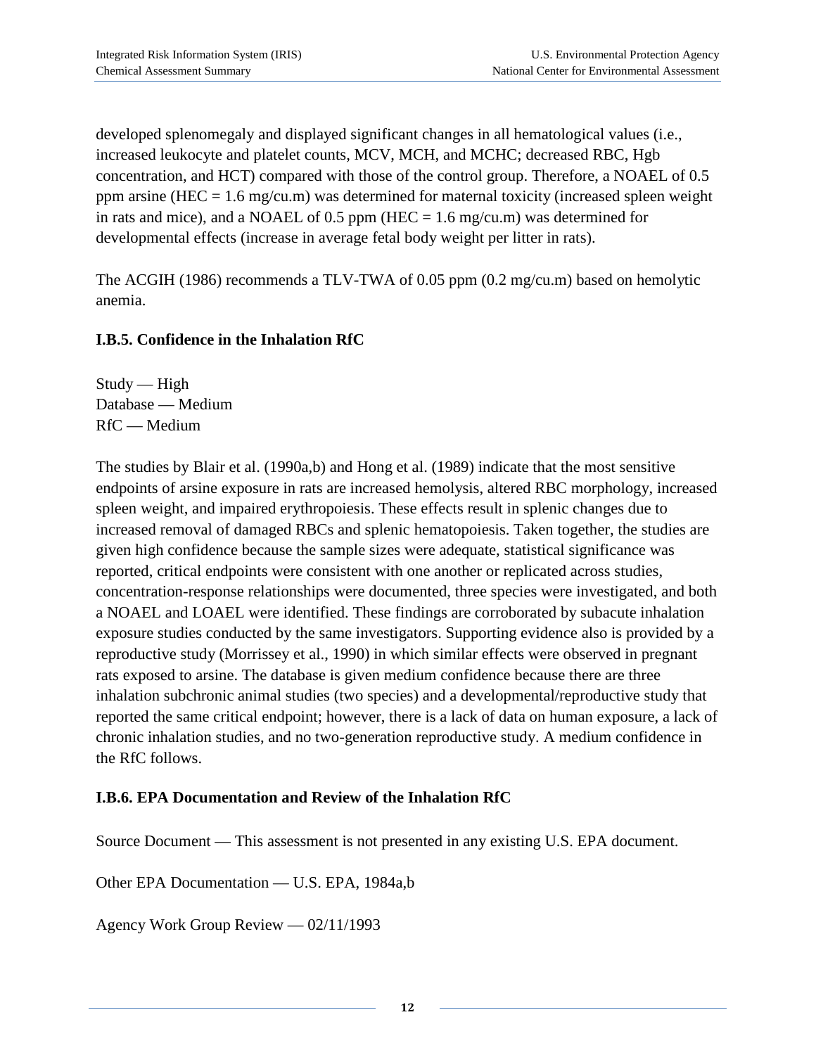developed splenomegaly and displayed significant changes in all hematological values (i.e., increased leukocyte and platelet counts, MCV, MCH, and MCHC; decreased RBC, Hgb concentration, and HCT) compared with those of the control group. Therefore, a NOAEL of 0.5 ppm arsine (HEC = 1.6 mg/cu.m) was determined for maternal toxicity (increased spleen weight in rats and mice), and a NOAEL of 0.5 ppm (HEC = 1.6 mg/cu.m) was determined for developmental effects (increase in average fetal body weight per litter in rats).

The ACGIH (1986) recommends a TLV-TWA of 0.05 ppm (0.2 mg/cu.m) based on hemolytic anemia.

### I.B.5. Confidence in the Inhalation RfC

Study — High
Database — Medium
RfC — Medium

The studies by Blair et al. (1990a,b) and Hong et al. (1989) indicate that the most sensitive endpoints of arsine exposure in rats are increased hemolysis, altered RBC morphology, increased spleen weight, and impaired erythropoiesis. These effects result in splenic changes due to increased removal of damaged RBCs and splenic hematopoiesis. Taken together, the studies are given high confidence because the sample sizes were adequate, statistical significance was reported, critical endpoints were consistent with one another or replicated across studies, concentration-response relationships were documented, three species were investigated, and both a NOAEL and LOAEL were identified. These findings are corroborated by subacute inhalation exposure studies conducted by the same investigators. Supporting evidence also is provided by a reproductive study (Morrissey et al., 1990) in which similar effects were observed in pregnant rats exposed to arsine. The database is given medium confidence because there are three inhalation subchronic animal studies (two species) and a developmental/reproductive study that reported the same critical endpoint; however, there is a lack of data on human exposure, a lack of chronic inhalation studies, and no two-generation reproductive study. A medium confidence in the RfC follows.

### I.B.6. EPA Documentation and Review of the Inhalation RfC

Source Document — This assessment is not presented in any existing U.S. EPA document.

Other EPA Documentation — U.S. EPA, 1984a,b

Agency Work Group Review — 02/11/1993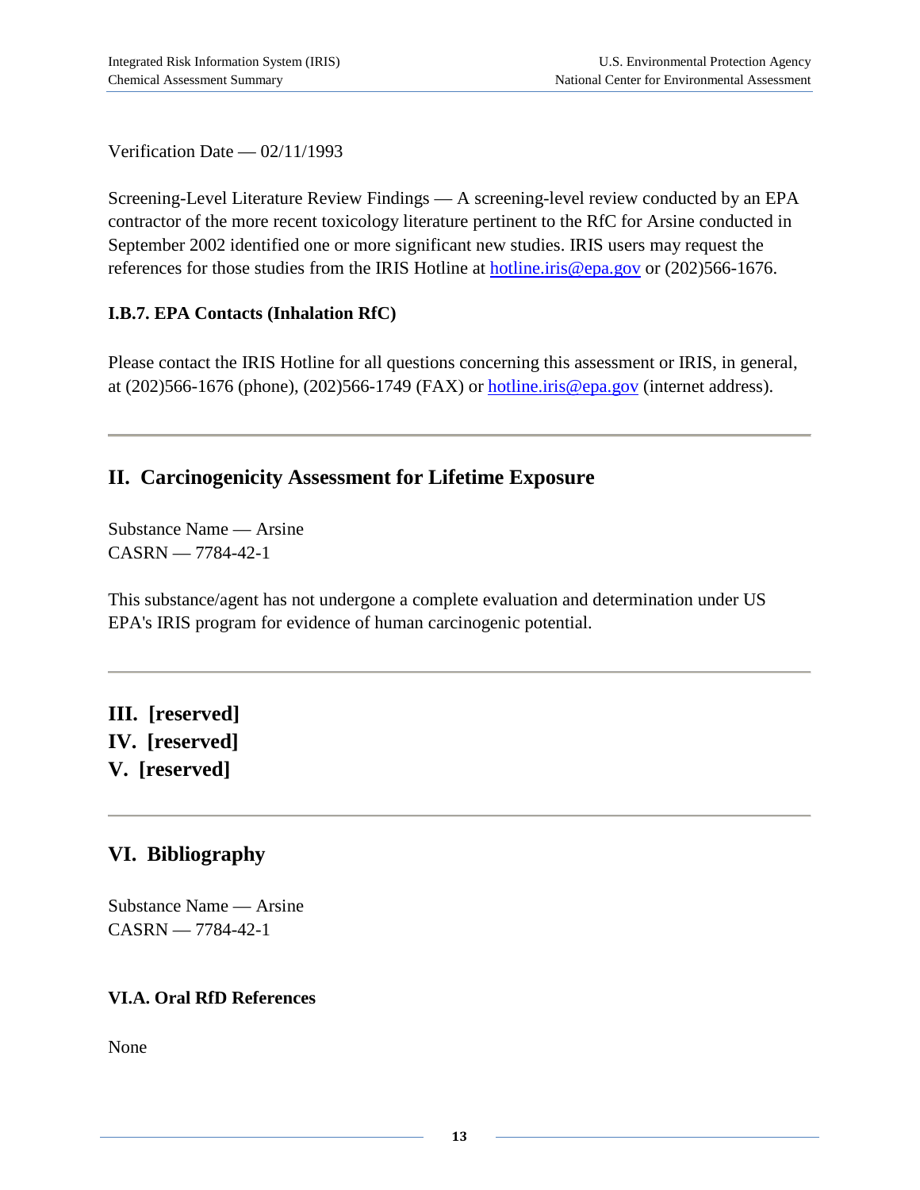Verification Date — 02/11/1993

Screening-Level Literature Review Findings — A screening-level review conducted by an EPA contractor of the more recent toxicology literature pertinent to the RfC for Arsine conducted in September 2002 identified one or more significant new studies. IRIS users may request the references for those studies from the IRIS Hotline at hotline.iris@epa.gov or (202)566-1676.

### I.B.7. EPA Contacts (Inhalation RfC)

Please contact the IRIS Hotline for all questions concerning this assessment or IRIS, in general, at (202)566-1676 (phone), (202)566-1749 (FAX) or hotline.iris@epa.gov (internet address).

---

## II. Carcinogenicity Assessment for Lifetime Exposure

Substance Name — Arsine
CASRN — 7784-42-1

This substance/agent has not undergone a complete evaluation and determination under US EPA's IRIS program for evidence of human carcinogenic potential.

---

## III. [reserved]
## IV. [reserved]
## V. [reserved]

---

## VI. Bibliography

Substance Name — Arsine
CASRN — 7784-42-1

### VI.A. Oral RfD References

None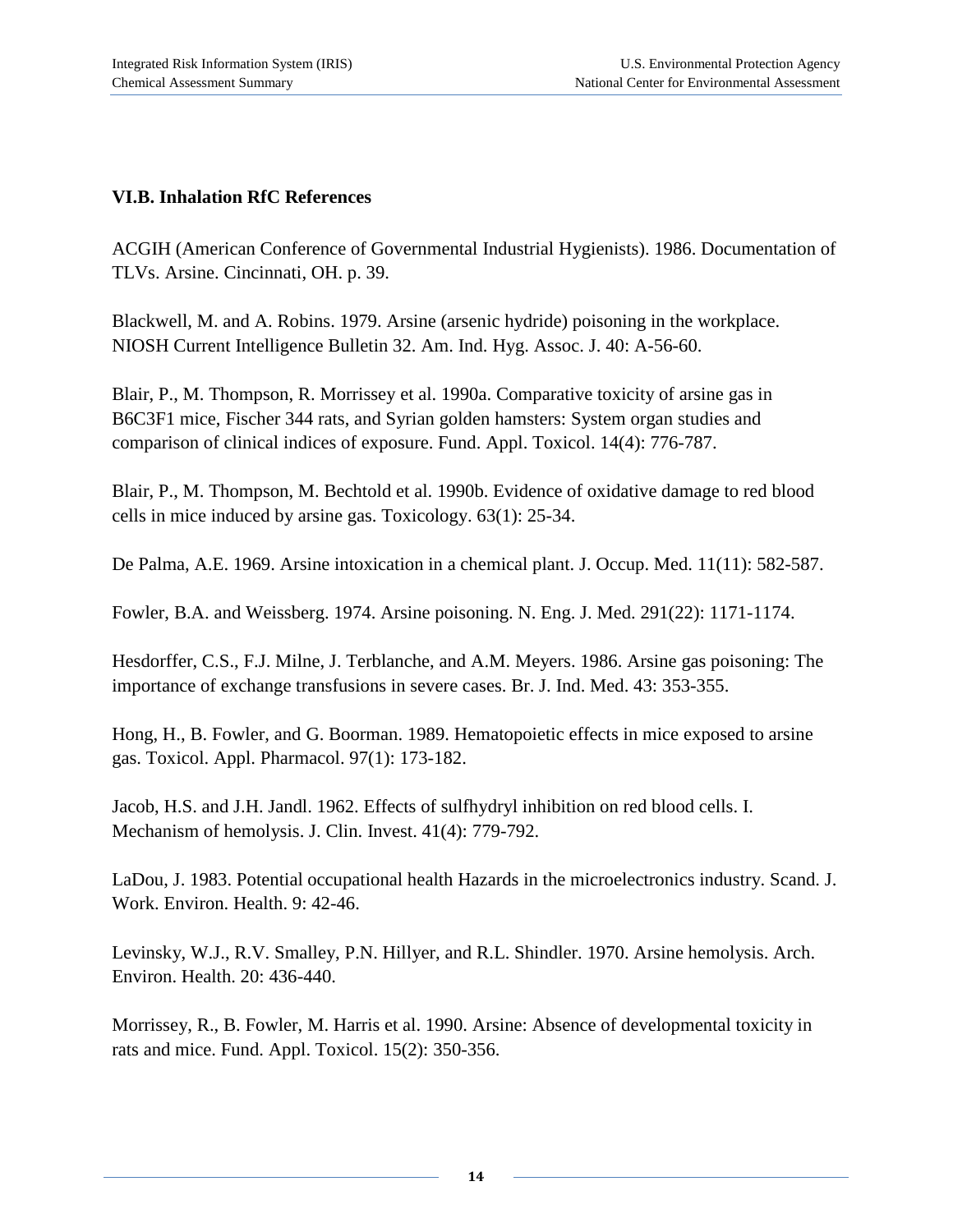### VI.B. Inhalation RfC References

ACGIH (American Conference of Governmental Industrial Hygienists). 1986. Documentation of TLVs. Arsine. Cincinnati, OH. p. 39.

Blackwell, M. and A. Robins. 1979. Arsine (arsenic hydride) poisoning in the workplace. NIOSH Current Intelligence Bulletin 32. Am. Ind. Hyg. Assoc. J. 40: A-56-60.

Blair, P., M. Thompson, R. Morrissey et al. 1990a. Comparative toxicity of arsine gas in B6C3F1 mice, Fischer 344 rats, and Syrian golden hamsters: System organ studies and comparison of clinical indices of exposure. Fund. Appl. Toxicol. 14(4): 776-787.

Blair, P., M. Thompson, M. Bechtold et al. 1990b. Evidence of oxidative damage to red blood cells in mice induced by arsine gas. Toxicology. 63(1): 25-34.

De Palma, A.E. 1969. Arsine intoxication in a chemical plant. J. Occup. Med. 11(11): 582-587.

Fowler, B.A. and Weissberg. 1974. Arsine poisoning. N. Eng. J. Med. 291(22): 1171-1174.

Hesdorffer, C.S., F.J. Milne, J. Terblanche, and A.M. Meyers. 1986. Arsine gas poisoning: The importance of exchange transfusions in severe cases. Br. J. Ind. Med. 43: 353-355.

Hong, H., B. Fowler, and G. Boorman. 1989. Hematopoietic effects in mice exposed to arsine gas. Toxicol. Appl. Pharmacol. 97(1): 173-182.

Jacob, H.S. and J.H. Jandl. 1962. Effects of sulfhydryl inhibition on red blood cells. I. Mechanism of hemolysis. J. Clin. Invest. 41(4): 779-792.

LaDou, J. 1983. Potential occupational health Hazards in the microelectronics industry. Scand. J. Work. Environ. Health. 9: 42-46.

Levinsky, W.J., R.V. Smalley, P.N. Hillyer, and R.L. Shindler. 1970. Arsine hemolysis. Arch. Environ. Health. 20: 436-440.

Morrissey, R., B. Fowler, M. Harris et al. 1990. Arsine: Absence of developmental toxicity in rats and mice. Fund. Appl. Toxicol. 15(2): 350-356.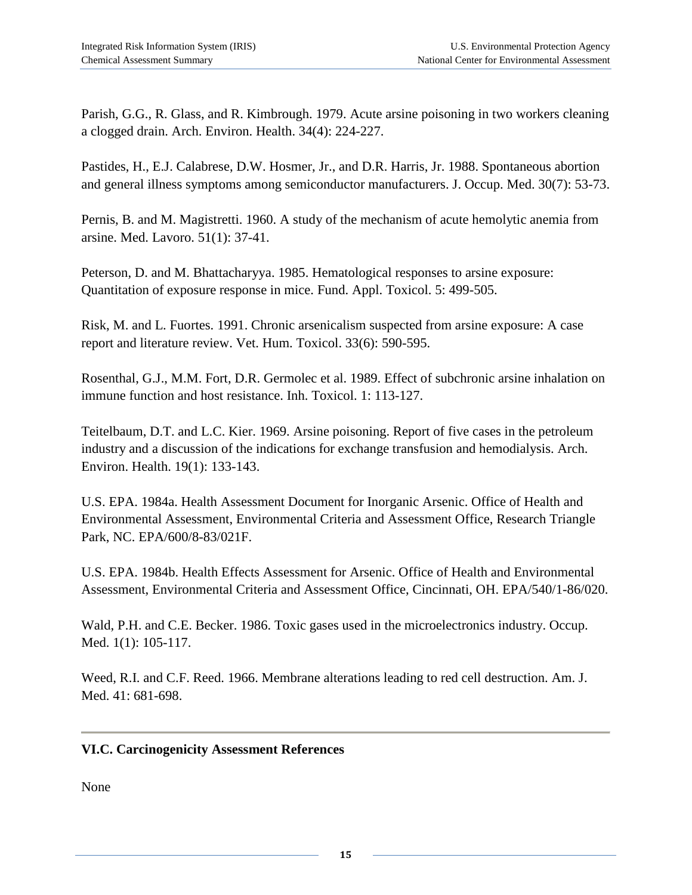Parish, G.G., R. Glass, and R. Kimbrough. 1979. Acute arsine poisoning in two workers cleaning a clogged drain. Arch. Environ. Health. 34(4): 224-227.

Pastides, H., E.J. Calabrese, D.W. Hosmer, Jr., and D.R. Harris, Jr. 1988. Spontaneous abortion and general illness symptoms among semiconductor manufacturers. J. Occup. Med. 30(7): 53-73.

Pernis, B. and M. Magistretti. 1960. A study of the mechanism of acute hemolytic anemia from arsine. Med. Lavoro. 51(1): 37-41.

Peterson, D. and M. Bhattacharyya. 1985. Hematological responses to arsine exposure: Quantitation of exposure response in mice. Fund. Appl. Toxicol. 5: 499-505.

Risk, M. and L. Fuortes. 1991. Chronic arsenicalism suspected from arsine exposure: A case report and literature review. Vet. Hum. Toxicol. 33(6): 590-595.

Rosenthal, G.J., M.M. Fort, D.R. Germolec et al. 1989. Effect of subchronic arsine inhalation on immune function and host resistance. Inh. Toxicol. 1: 113-127.

Teitelbaum, D.T. and L.C. Kier. 1969. Arsine poisoning. Report of five cases in the petroleum industry and a discussion of the indications for exchange transfusion and hemodialysis. Arch. Environ. Health. 19(1): 133-143.

U.S. EPA. 1984a. Health Assessment Document for Inorganic Arsenic. Office of Health and Environmental Assessment, Environmental Criteria and Assessment Office, Research Triangle Park, NC. EPA/600/8-83/021F.

U.S. EPA. 1984b. Health Effects Assessment for Arsenic. Office of Health and Environmental Assessment, Environmental Criteria and Assessment Office, Cincinnati, OH. EPA/540/1-86/020.

Wald, P.H. and C.E. Becker. 1986. Toxic gases used in the microelectronics industry. Occup. Med. 1(1): 105-117.

Weed, R.I. and C.F. Reed. 1966. Membrane alterations leading to red cell destruction. Am. J. Med. 41: 681-698.

---

## VI.C. Carcinogenicity Assessment References

None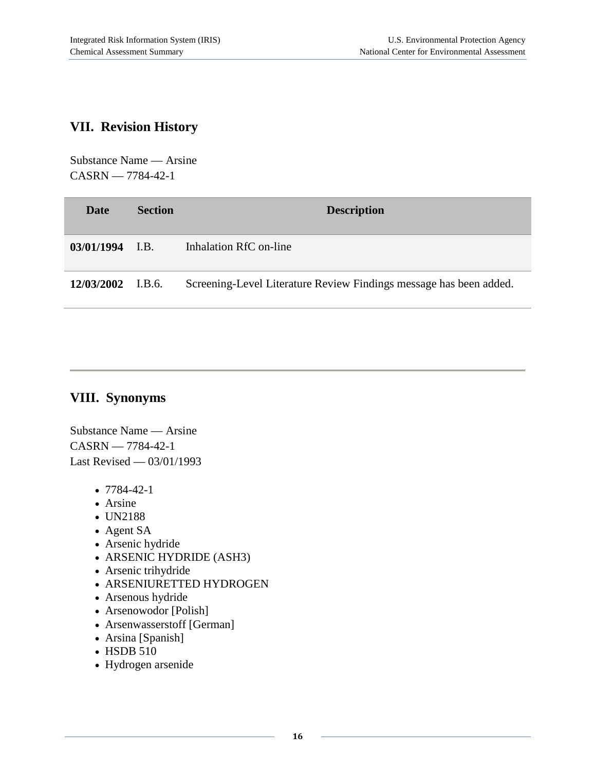## VII. Revision History

Substance Name — Arsine
CASRN — 7784-42-1

| Date | Section | Description |
| --- | --- | --- |
| **03/01/1994** | I.B. | Inhalation RfC on-line |
| **12/03/2002** | I.B.6. | Screening-Level Literature Review Findings message has been added. |

---

## VIII. Synonyms

Substance Name — Arsine
CASRN — 7784-42-1
Last Revised — 03/01/1993

- 7784-42-1
- Arsine
- UN2188
- Agent SA
- Arsenic hydride
- ARSENIC HYDRIDE (ASH3)
- Arsenic trihydride
- ARSENIURETTED HYDROGEN
- Arsenous hydride
- Arsenowodor [Polish]
- Arsenwasserstoff [German]
- Arsina [Spanish]
- HSDB 510
- Hydrogen arsenide